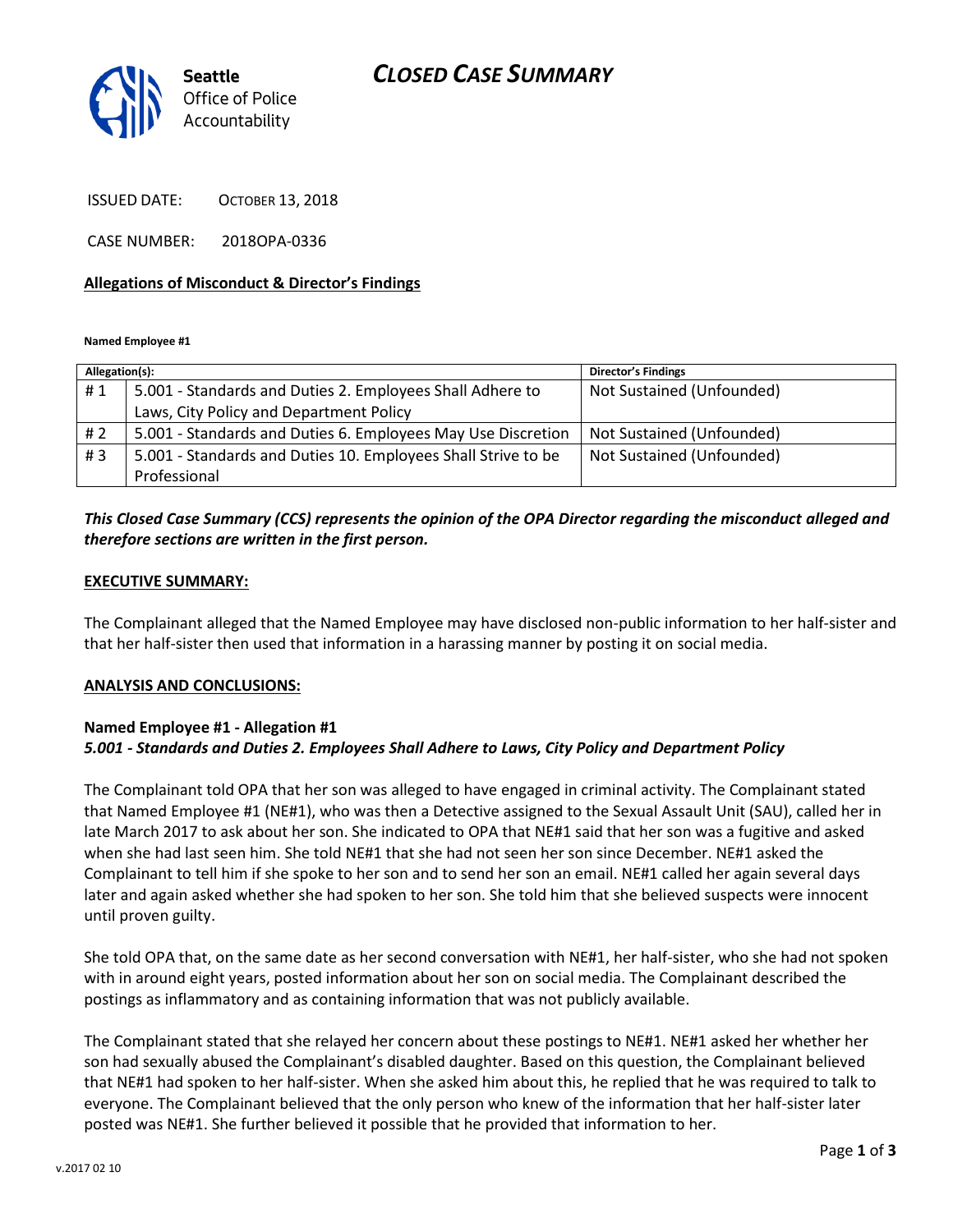Seattle Office of Police Accountability

# CLOSED CASE SUMMARY

ISSUED DATE: OCTOBER 13, 2018

CASE NUMBER: 2018OPA-0336

## Allegations of Misconduct & Director's Findings

**Named Employee #1**

| Allegation(s): | | Director's Findings |
|---|---|---|
| # 1 | 5.001 - Standards and Duties 2. Employees Shall Adhere to Laws, City Policy and Department Policy | Not Sustained (Unfounded) |
| # 2 | 5.001 - Standards and Duties 6. Employees May Use Discretion | Not Sustained (Unfounded) |
| # 3 | 5.001 - Standards and Duties 10. Employees Shall Strive to be Professional | Not Sustained (Unfounded) |

***This Closed Case Summary (CCS) represents the opinion of the OPA Director regarding the misconduct alleged and therefore sections are written in the first person.***

## EXECUTIVE SUMMARY:

The Complainant alleged that the Named Employee may have disclosed non-public information to her half-sister and that her half-sister then used that information in a harassing manner by posting it on social media.

## ANALYSIS AND CONCLUSIONS:

**Named Employee #1 - Allegation #1**
***5.001 - Standards and Duties 2. Employees Shall Adhere to Laws, City Policy and Department Policy***

The Complainant told OPA that her son was alleged to have engaged in criminal activity. The Complainant stated that Named Employee #1 (NE#1), who was then a Detective assigned to the Sexual Assault Unit (SAU), called her in late March 2017 to ask about her son. She indicated to OPA that NE#1 said that her son was a fugitive and asked when she had last seen him. She told NE#1 that she had not seen her son since December. NE#1 asked the Complainant to tell him if she spoke to her son and to send her son an email. NE#1 called her again several days later and again asked whether she had spoken to her son. She told him that she believed suspects were innocent until proven guilty.

She told OPA that, on the same date as her second conversation with NE#1, her half-sister, who she had not spoken with in around eight years, posted information about her son on social media. The Complainant described the postings as inflammatory and as containing information that was not publicly available.

The Complainant stated that she relayed her concern about these postings to NE#1. NE#1 asked her whether her son had sexually abused the Complainant's disabled daughter. Based on this question, the Complainant believed that NE#1 had spoken to her half-sister. When she asked him about this, he replied that he was required to talk to everyone. The Complainant believed that the only person who knew of the information that her half-sister later posted was NE#1. She further believed it possible that he provided that information to her.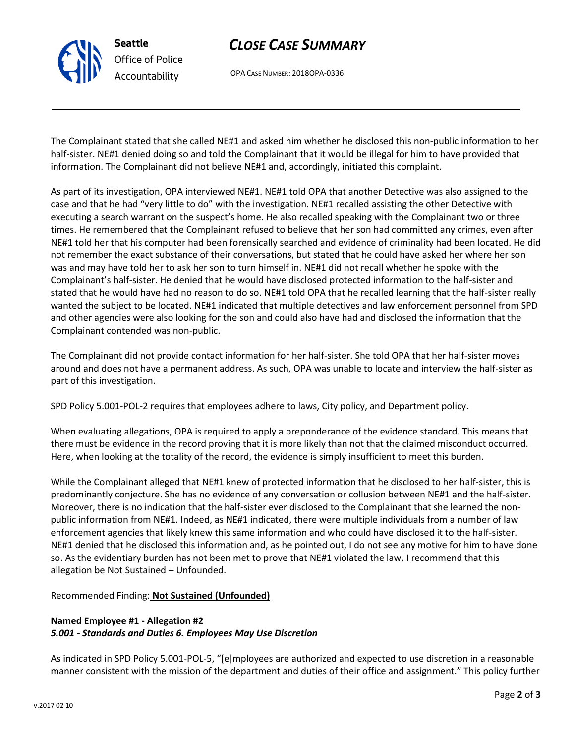The Complainant stated that she called NE#1 and asked him whether he disclosed this non-public information to her half-sister. NE#1 denied doing so and told the Complainant that it would be illegal for him to have provided that information. The Complainant did not believe NE#1 and, accordingly, initiated this complaint.

As part of its investigation, OPA interviewed NE#1. NE#1 told OPA that another Detective was also assigned to the case and that he had "very little to do" with the investigation. NE#1 recalled assisting the other Detective with executing a search warrant on the suspect's home. He also recalled speaking with the Complainant two or three times. He remembered that the Complainant refused to believe that her son had committed any crimes, even after NE#1 told her that his computer had been forensically searched and evidence of criminality had been located. He did not remember the exact substance of their conversations, but stated that he could have asked her where her son was and may have told her to ask her son to turn himself in. NE#1 did not recall whether he spoke with the Complainant's half-sister. He denied that he would have disclosed protected information to the half-sister and stated that he would have had no reason to do so. NE#1 told OPA that he recalled learning that the half-sister really wanted the subject to be located. NE#1 indicated that multiple detectives and law enforcement personnel from SPD and other agencies were also looking for the son and could also have had and disclosed the information that the Complainant contended was non-public.

The Complainant did not provide contact information for her half-sister. She told OPA that her half-sister moves around and does not have a permanent address. As such, OPA was unable to locate and interview the half-sister as part of this investigation.

SPD Policy 5.001-POL-2 requires that employees adhere to laws, City policy, and Department policy.

When evaluating allegations, OPA is required to apply a preponderance of the evidence standard. This means that there must be evidence in the record proving that it is more likely than not that the claimed misconduct occurred. Here, when looking at the totality of the record, the evidence is simply insufficient to meet this burden.

While the Complainant alleged that NE#1 knew of protected information that he disclosed to her half-sister, this is predominantly conjecture. She has no evidence of any conversation or collusion between NE#1 and the half-sister. Moreover, there is no indication that the half-sister ever disclosed to the Complainant that she learned the non-public information from NE#1. Indeed, as NE#1 indicated, there were multiple individuals from a number of law enforcement agencies that likely knew this same information and who could have disclosed it to the half-sister. NE#1 denied that he disclosed this information and, as he pointed out, I do not see any motive for him to have done so. As the evidentiary burden has not been met to prove that NE#1 violated the law, I recommend that this allegation be Not Sustained – Unfounded.

Recommended Finding: **Not Sustained (Unfounded)**

**Named Employee #1 - Allegation #2**
***5.001 - Standards and Duties 6. Employees May Use Discretion***

As indicated in SPD Policy 5.001-POL-5, "[e]mployees are authorized and expected to use discretion in a reasonable manner consistent with the mission of the department and duties of their office and assignment." This policy further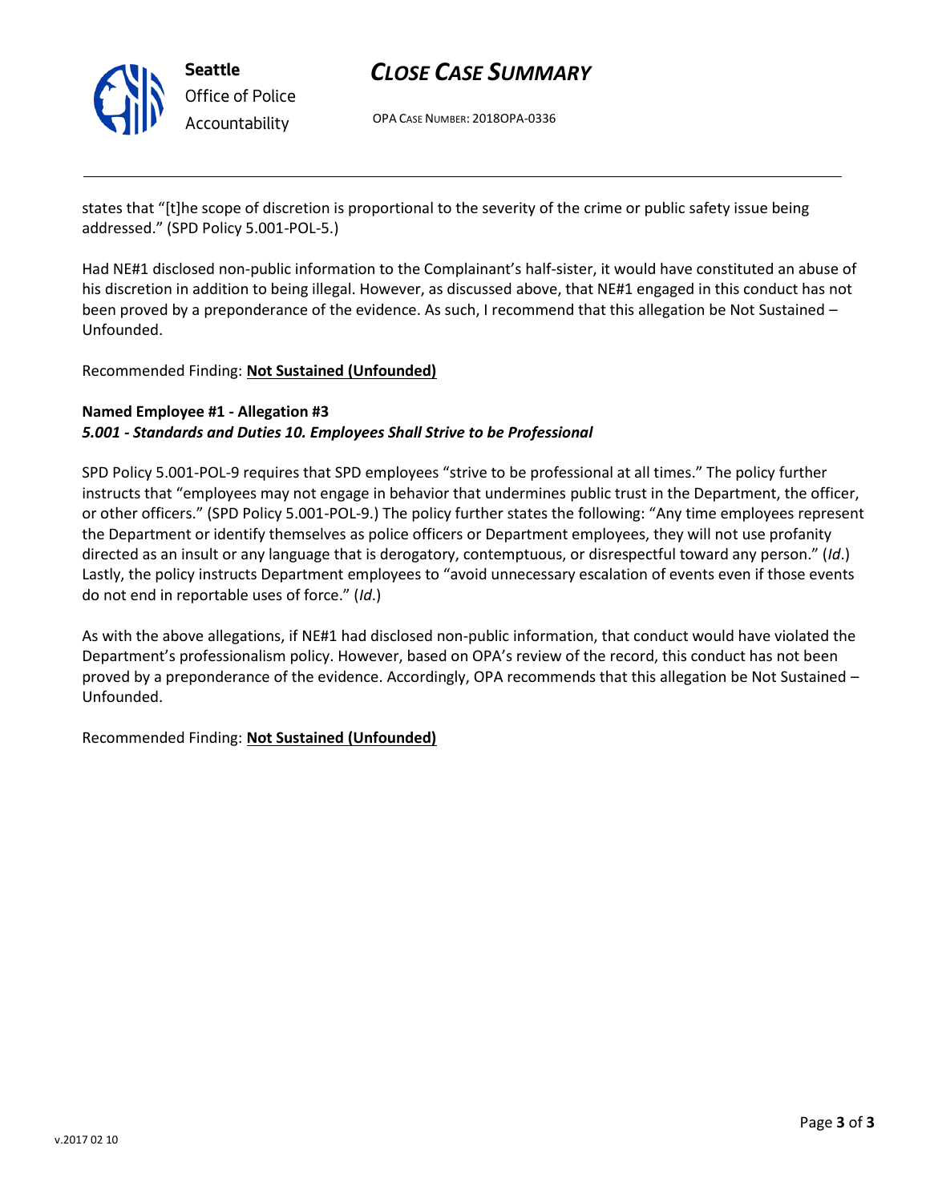states that "[t]he scope of discretion is proportional to the severity of the crime or public safety issue being addressed." (SPD Policy 5.001-POL-5.)

Had NE#1 disclosed non-public information to the Complainant's half-sister, it would have constituted an abuse of his discretion in addition to being illegal. However, as discussed above, that NE#1 engaged in this conduct has not been proved by a preponderance of the evidence. As such, I recommend that this allegation be Not Sustained – Unfounded.

Recommended Finding: **Not Sustained (Unfounded)**

**Named Employee #1 - Allegation #3**
***5.001 - Standards and Duties 10. Employees Shall Strive to be Professional***

SPD Policy 5.001-POL-9 requires that SPD employees "strive to be professional at all times." The policy further instructs that "employees may not engage in behavior that undermines public trust in the Department, the officer, or other officers." (SPD Policy 5.001-POL-9.) The policy further states the following: "Any time employees represent the Department or identify themselves as police officers or Department employees, they will not use profanity directed as an insult or any language that is derogatory, contemptuous, or disrespectful toward any person." (*Id*.) Lastly, the policy instructs Department employees to "avoid unnecessary escalation of events even if those events do not end in reportable uses of force." (*Id*.)

As with the above allegations, if NE#1 had disclosed non-public information, that conduct would have violated the Department's professionalism policy. However, based on OPA's review of the record, this conduct has not been proved by a preponderance of the evidence. Accordingly, OPA recommends that this allegation be Not Sustained – Unfounded.

Recommended Finding: **Not Sustained (Unfounded)**